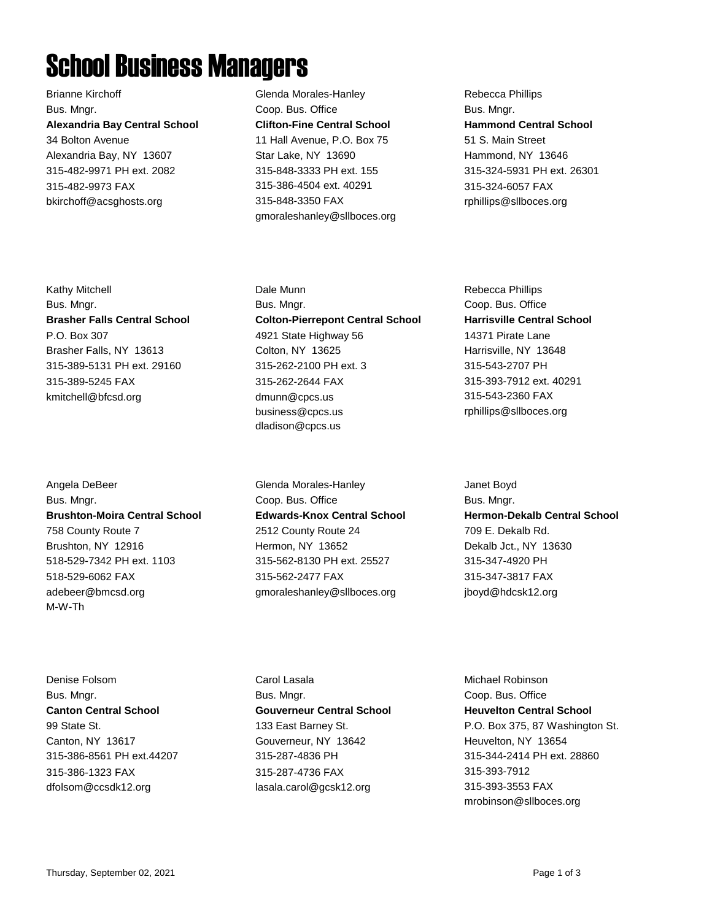# School Business Managers

Brianne Kirchoff
Bus. Mngr.
**Alexandria Bay Central School**
34 Bolton Avenue
Alexandria Bay, NY 13607
315-482-9971 PH ext. 2082
315-482-9973 FAX
bkirchoff@acsghosts.org

Glenda Morales-Hanley
Coop. Bus. Office
**Clifton-Fine Central School**
11 Hall Avenue, P.O. Box 75
Star Lake, NY 13690
315-848-3333 PH ext. 155
315-386-4504 ext. 40291
315-848-3350 FAX
gmoraleshanley@sllboces.org

Rebecca Phillips
Bus. Mngr.
**Hammond Central School**
51 S. Main Street
Hammond, NY 13646
315-324-5931 PH ext. 26301
315-324-6057 FAX
rphillips@sllboces.org

Kathy Mitchell
Bus. Mngr.
**Brasher Falls Central School**
P.O. Box 307
Brasher Falls, NY 13613
315-389-5131 PH ext. 29160
315-389-5245 FAX
kmitchell@bfcsd.org

Dale Munn
Bus. Mngr.
**Colton-Pierrepont Central School**
4921 State Highway 56
Colton, NY 13625
315-262-2100 PH ext. 3
315-262-2644 FAX
dmunn@cpcs.us
business@cpcs.us
dladison@cpcs.us

Rebecca Phillips
Coop. Bus. Office
**Harrisville Central School**
14371 Pirate Lane
Harrisville, NY 13648
315-543-2707 PH
315-393-7912 ext. 40291
315-543-2360 FAX
rphillips@sllboces.org

Angela DeBeer
Bus. Mngr.
**Brushton-Moira Central School**
758 County Route 7
Brushton, NY 12916
518-529-7342 PH ext. 1103
518-529-6062 FAX
adebeer@bmcsd.org
M-W-Th

Glenda Morales-Hanley
Coop. Bus. Office
**Edwards-Knox Central School**
2512 County Route 24
Hermon, NY 13652
315-562-8130 PH ext. 25527
315-562-2477 FAX
gmoraleshanley@sllboces.org

Janet Boyd
Bus. Mngr.
**Hermon-Dekalb Central School**
709 E. Dekalb Rd.
Dekalb Jct., NY 13630
315-347-4920 PH
315-347-3817 FAX
jboyd@hdcsk12.org

Denise Folsom
Bus. Mngr.
**Canton Central School**
99 State St.
Canton, NY 13617
315-386-8561 PH ext.44207
315-386-1323 FAX
dfolsom@ccsdk12.org

Carol Lasala
Bus. Mngr.
**Gouverneur Central School**
133 East Barney St.
Gouverneur, NY 13642
315-287-4836 PH
315-287-4736 FAX
lasala.carol@gcsk12.org

Michael Robinson
Coop. Bus. Office
**Heuvelton Central School**
P.O. Box 375, 87 Washington St.
Heuvelton, NY 13654
315-344-2414 PH ext. 28860
315-393-7912
315-393-3553 FAX
mrobinson@sllboces.org

Thursday, September 02, 2021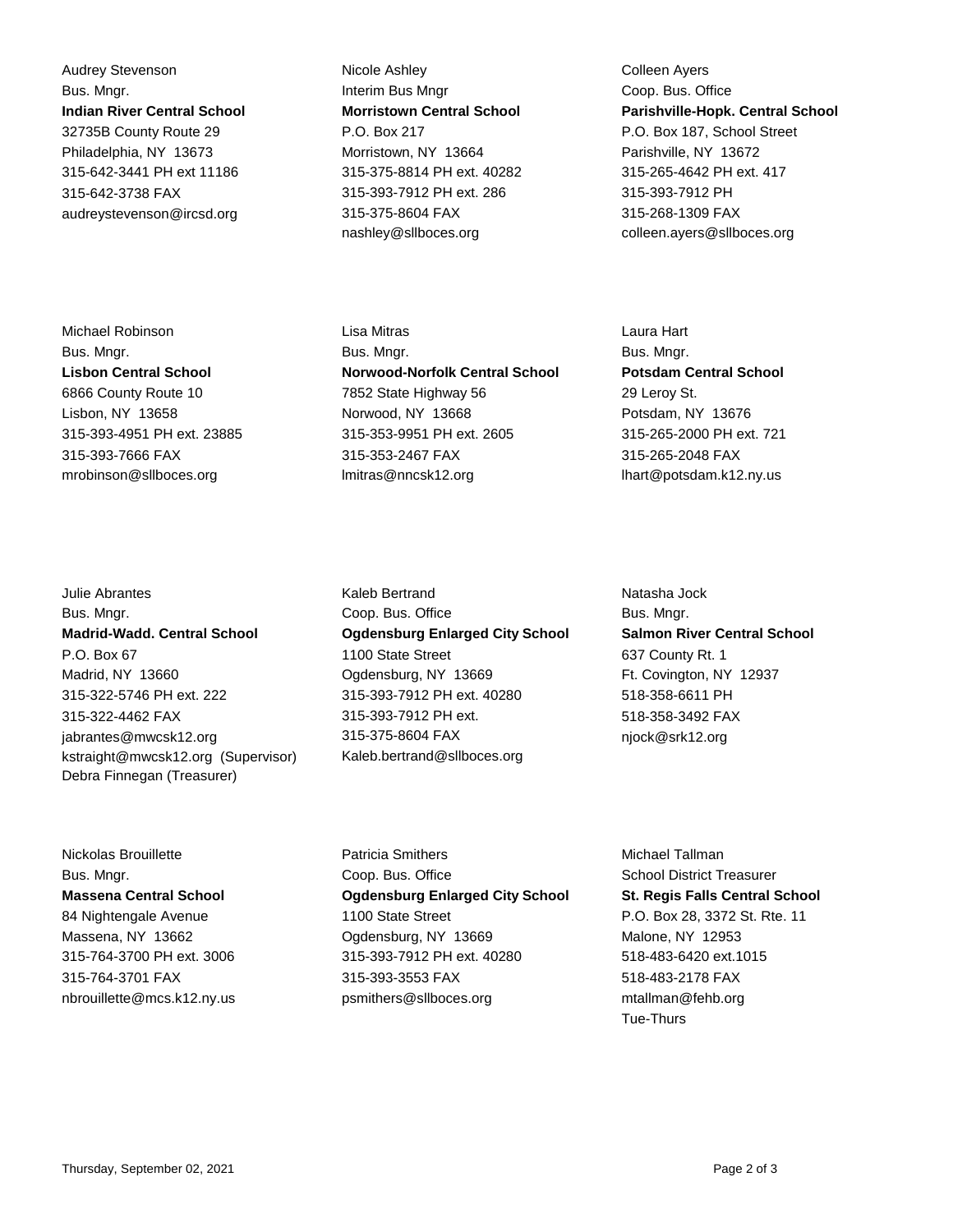Audrey Stevenson
Bus. Mngr.
**Indian River Central School**
32735B County Route 29
Philadelphia, NY 13673
315-642-3441 PH ext 11186
315-642-3738 FAX
audreystevenson@ircsd.org

Nicole Ashley
Interim Bus Mngr
**Morristown Central School**
P.O. Box 217
Morristown, NY 13664
315-375-8814 PH ext. 40282
315-393-7912 PH ext. 286
315-375-8604 FAX
nashley@sllboces.org

Colleen Ayers
Coop. Bus. Office
**Parishville-Hopk. Central School**
P.O. Box 187, School Street
Parishville, NY 13672
315-265-4642 PH ext. 417
315-393-7912 PH
315-268-1309 FAX
colleen.ayers@sllboces.org

Michael Robinson
Bus. Mngr.
**Lisbon Central School**
6866 County Route 10
Lisbon, NY 13658
315-393-4951 PH ext. 23885
315-393-7666 FAX
mrobinson@sllboces.org

Lisa Mitras
Bus. Mngr.
**Norwood-Norfolk Central School**
7852 State Highway 56
Norwood, NY 13668
315-353-9951 PH ext. 2605
315-353-2467 FAX
lmitras@nncsk12.org

Laura Hart
Bus. Mngr.
**Potsdam Central School**
29 Leroy St.
Potsdam, NY 13676
315-265-2000 PH ext. 721
315-265-2048 FAX
lhart@potsdam.k12.ny.us

Julie Abrantes
Bus. Mngr.
**Madrid-Wadd. Central School**
P.O. Box 67
Madrid, NY 13660
315-322-5746 PH ext. 222
315-322-4462 FAX
jabrantes@mwcsk12.org
kstraight@mwcsk12.org (Supervisor)
Debra Finnegan (Treasurer)

Kaleb Bertrand
Coop. Bus. Office
**Ogdensburg Enlarged City School**
1100 State Street
Ogdensburg, NY 13669
315-393-7912 PH ext. 40280
315-393-7912 PH ext.
315-375-8604 FAX
Kaleb.bertrand@sllboces.org

Natasha Jock
Bus. Mngr.
**Salmon River Central School**
637 County Rt. 1
Ft. Covington, NY 12937
518-358-6611 PH
518-358-3492 FAX
njock@srk12.org

Nickolas Brouillette
Bus. Mngr.
**Massena Central School**
84 Nightengale Avenue
Massena, NY 13662
315-764-3700 PH ext. 3006
315-764-3701 FAX
nbrouillette@mcs.k12.ny.us

Patricia Smithers
Coop. Bus. Office
**Ogdensburg Enlarged City School**
1100 State Street
Ogdensburg, NY 13669
315-393-7912 PH ext. 40280
315-393-3553 FAX
psmithers@sllboces.org

Michael Tallman
School District Treasurer
**St. Regis Falls Central School**
P.O. Box 28, 3372 St. Rte. 11
Malone, NY 12953
518-483-6420 ext.1015
518-483-2178 FAX
mtallman@fehb.org
Tue-Thurs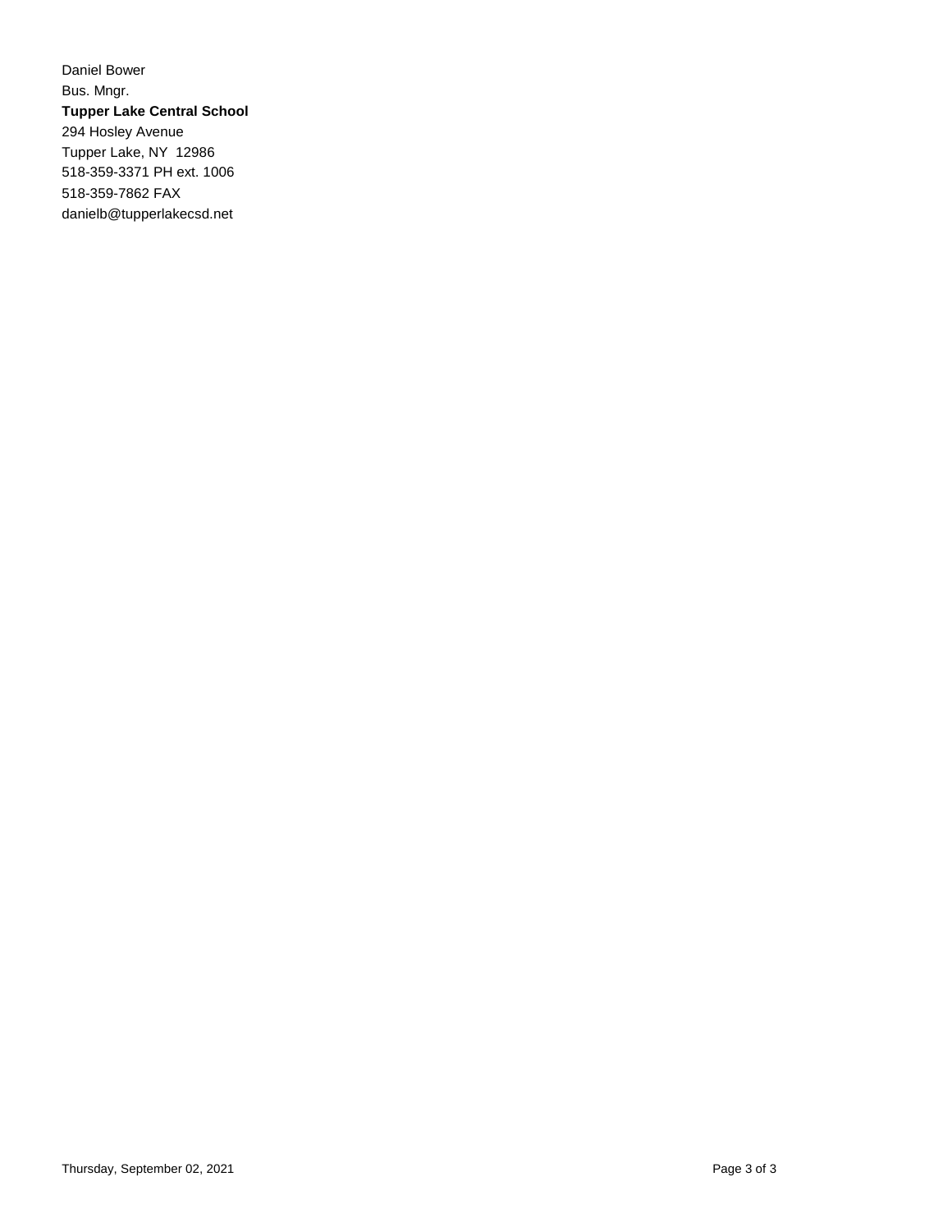Daniel Bower
Bus. Mngr.
**Tupper Lake Central School**
294 Hosley Avenue
Tupper Lake, NY 12986
518-359-3371 PH ext. 1006
518-359-7862 FAX
danielb@tupperlakecsd.net